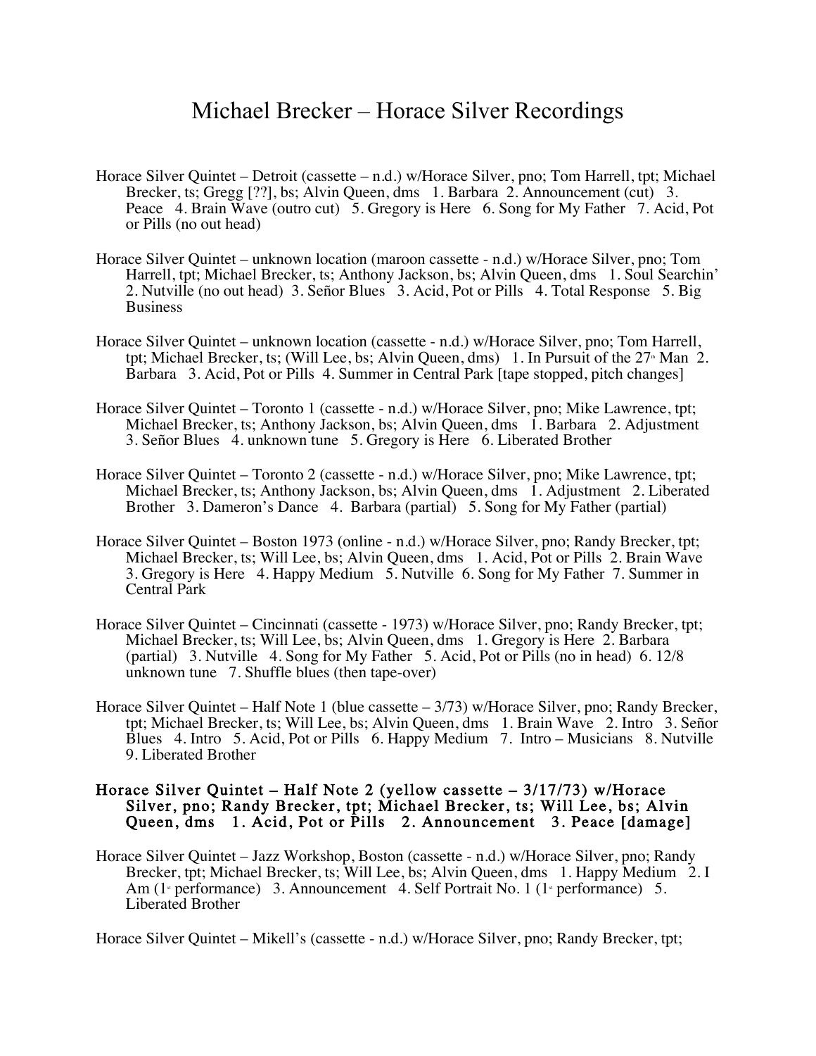# Michael Brecker – Horace Silver Recordings

Horace Silver Quintet – Detroit (cassette – n.d.) w/Horace Silver, pno; Tom Harrell, tpt; Michael Brecker, ts; Gregg [??], bs; Alvin Queen, dms 1. Barbara 2. Announcement (cut) 3. Peace 4. Brain Wave (outro cut) 5. Gregory is Here 6. Song for My Father 7. Acid, Pot or Pills (no out head)

Horace Silver Quintet – unknown location (maroon cassette - n.d.) w/Horace Silver, pno; Tom Harrell, tpt; Michael Brecker, ts; Anthony Jackson, bs; Alvin Queen, dms 1. Soul Searchin' 2. Nutville (no out head) 3. Señor Blues 3. Acid, Pot or Pills 4. Total Response 5. Big Business

Horace Silver Quintet – unknown location (cassette - n.d.) w/Horace Silver, pno; Tom Harrell, tpt; Michael Brecker, ts; (Will Lee, bs; Alvin Queen, dms) 1. In Pursuit of the 27th Man 2. Barbara 3. Acid, Pot or Pills 4. Summer in Central Park [tape stopped, pitch changes]

Horace Silver Quintet – Toronto 1 (cassette - n.d.) w/Horace Silver, pno; Mike Lawrence, tpt; Michael Brecker, ts; Anthony Jackson, bs; Alvin Queen, dms 1. Barbara 2. Adjustment 3. Señor Blues 4. unknown tune 5. Gregory is Here 6. Liberated Brother

Horace Silver Quintet – Toronto 2 (cassette - n.d.) w/Horace Silver, pno; Mike Lawrence, tpt; Michael Brecker, ts; Anthony Jackson, bs; Alvin Queen, dms 1. Adjustment 2. Liberated Brother 3. Dameron's Dance 4. Barbara (partial) 5. Song for My Father (partial)

Horace Silver Quintet – Boston 1973 (online - n.d.) w/Horace Silver, pno; Randy Brecker, tpt; Michael Brecker, ts; Will Lee, bs; Alvin Queen, dms 1. Acid, Pot or Pills 2. Brain Wave 3. Gregory is Here 4. Happy Medium 5. Nutville 6. Song for My Father 7. Summer in Central Park

Horace Silver Quintet – Cincinnati (cassette - 1973) w/Horace Silver, pno; Randy Brecker, tpt; Michael Brecker, ts; Will Lee, bs; Alvin Queen, dms 1. Gregory is Here 2. Barbara (partial) 3. Nutville 4. Song for My Father 5. Acid, Pot or Pills (no in head) 6. 12/8 unknown tune 7. Shuffle blues (then tape-over)

Horace Silver Quintet – Half Note 1 (blue cassette – 3/73) w/Horace Silver, pno; Randy Brecker, tpt; Michael Brecker, ts; Will Lee, bs; Alvin Queen, dms 1. Brain Wave 2. Intro 3. Señor Blues 4. Intro 5. Acid, Pot or Pills 6. Happy Medium 7. Intro – Musicians 8. Nutville 9. Liberated Brother

**Horace Silver Quintet – Half Note 2 (yellow cassette – 3/17/73) w/Horace Silver, pno; Randy Brecker, tpt; Michael Brecker, ts; Will Lee, bs; Alvin Queen, dms 1. Acid, Pot or Pills 2. Announcement 3. Peace [damage]**

Horace Silver Quintet – Jazz Workshop, Boston (cassette - n.d.) w/Horace Silver, pno; Randy Brecker, tpt; Michael Brecker, ts; Will Lee, bs; Alvin Queen, dms 1. Happy Medium 2. I Am (1st performance) 3. Announcement 4. Self Portrait No. 1 (1st performance) 5. Liberated Brother

Horace Silver Quintet – Mikell's (cassette - n.d.) w/Horace Silver, pno; Randy Brecker, tpt;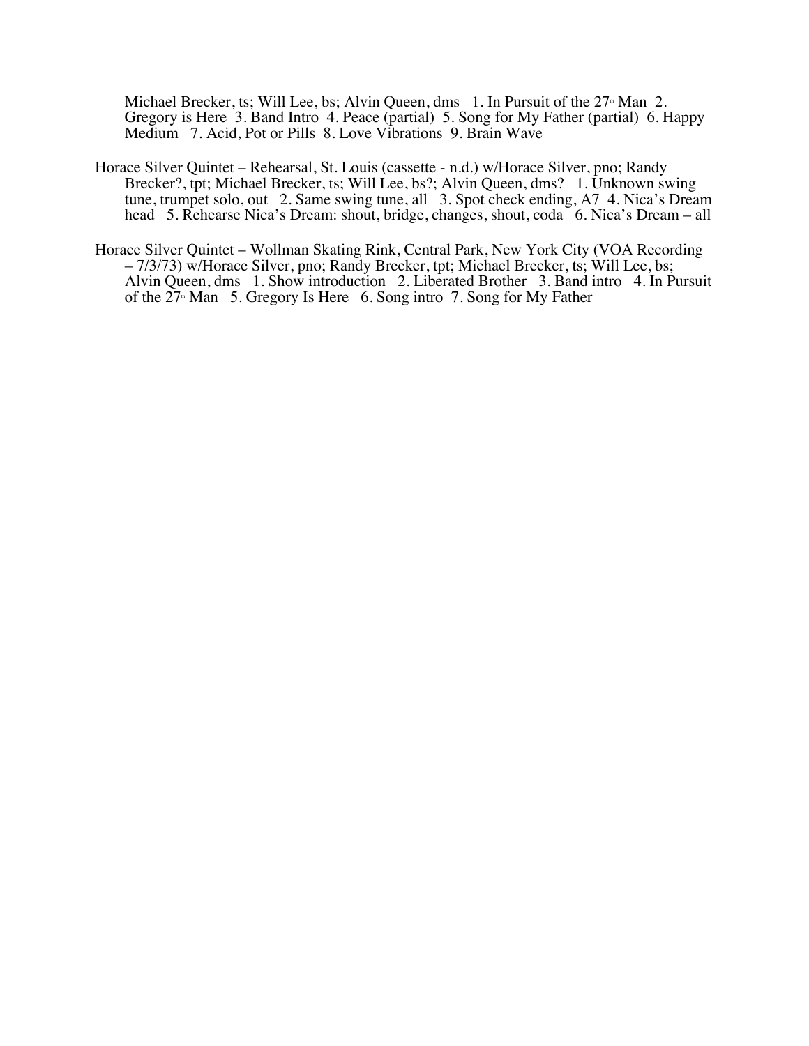Michael Brecker, ts; Will Lee, bs; Alvin Queen, dms 1. In Pursuit of the 27th Man 2. Gregory is Here 3. Band Intro 4. Peace (partial) 5. Song for My Father (partial) 6. Happy Medium 7. Acid, Pot or Pills 8. Love Vibrations 9. Brain Wave

Horace Silver Quintet – Rehearsal, St. Louis (cassette - n.d.) w/Horace Silver, pno; Randy Brecker?, tpt; Michael Brecker, ts; Will Lee, bs?; Alvin Queen, dms? 1. Unknown swing tune, trumpet solo, out 2. Same swing tune, all 3. Spot check ending, A7 4. Nica's Dream head 5. Rehearse Nica's Dream: shout, bridge, changes, shout, coda 6. Nica's Dream – all

Horace Silver Quintet – Wollman Skating Rink, Central Park, New York City (VOA Recording – 7/3/73) w/Horace Silver, pno; Randy Brecker, tpt; Michael Brecker, ts; Will Lee, bs; Alvin Queen, dms 1. Show introduction 2. Liberated Brother 3. Band intro 4. In Pursuit of the 27th Man 5. Gregory Is Here 6. Song intro 7. Song for My Father